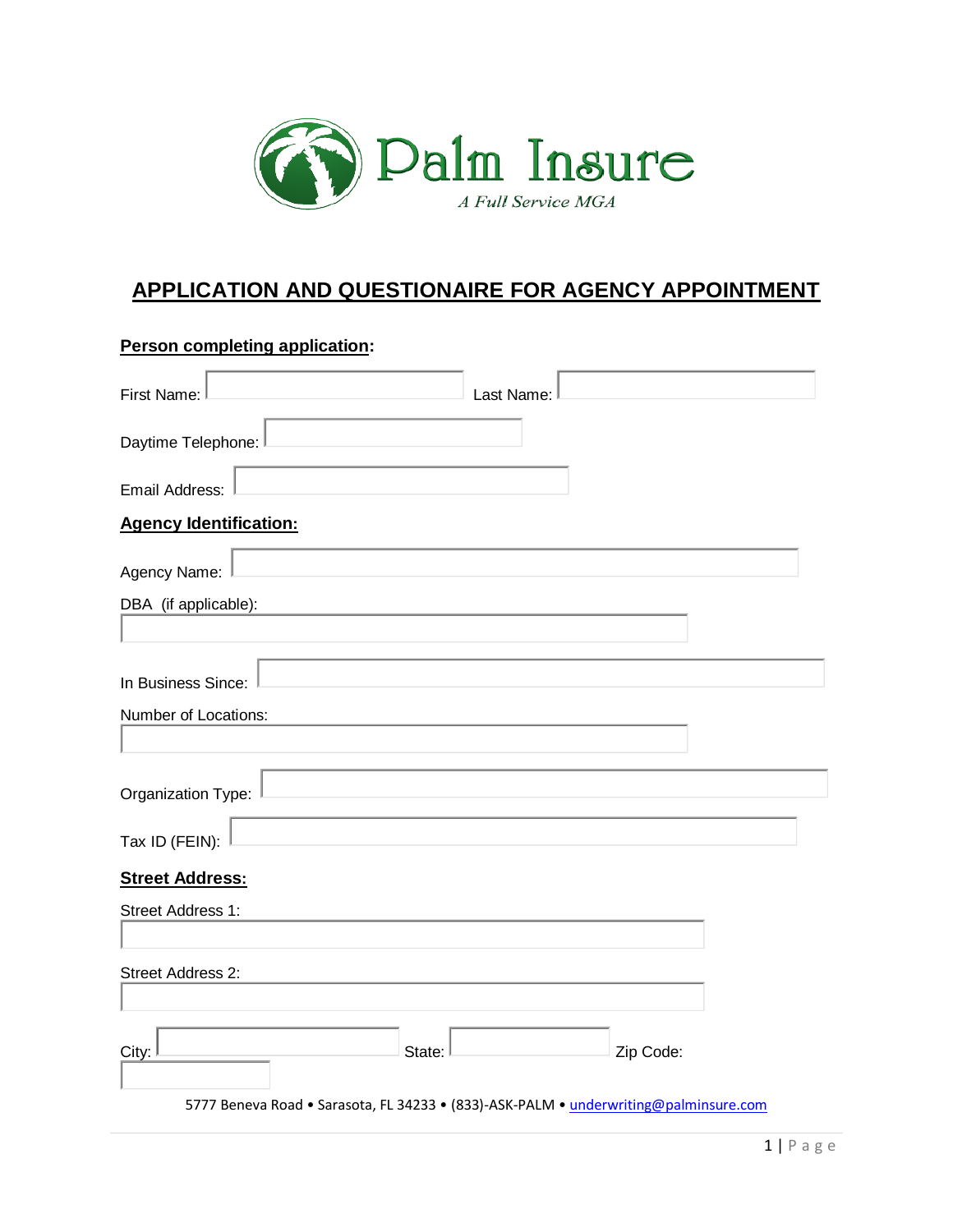Palm Insure

*A Full Service MGA*

# APPLICATION AND QUESTIONAIRE FOR AGENCY APPOINTMENT

**Person completing application:**

First Name: Last Name:

Daytime Telephone:

Email Address:

**Agency Identification:**

Agency Name:

DBA (if applicable):

In Business Since:

Number of Locations:

Organization Type:

Tax ID (FEIN):

**Street Address:**

Street Address 1:

Street Address 2:

City: State: Zip Code:

5777 Beneva Road • Sarasota, FL 34233 • (833)-ASK-PALM • underwriting@palminsure.com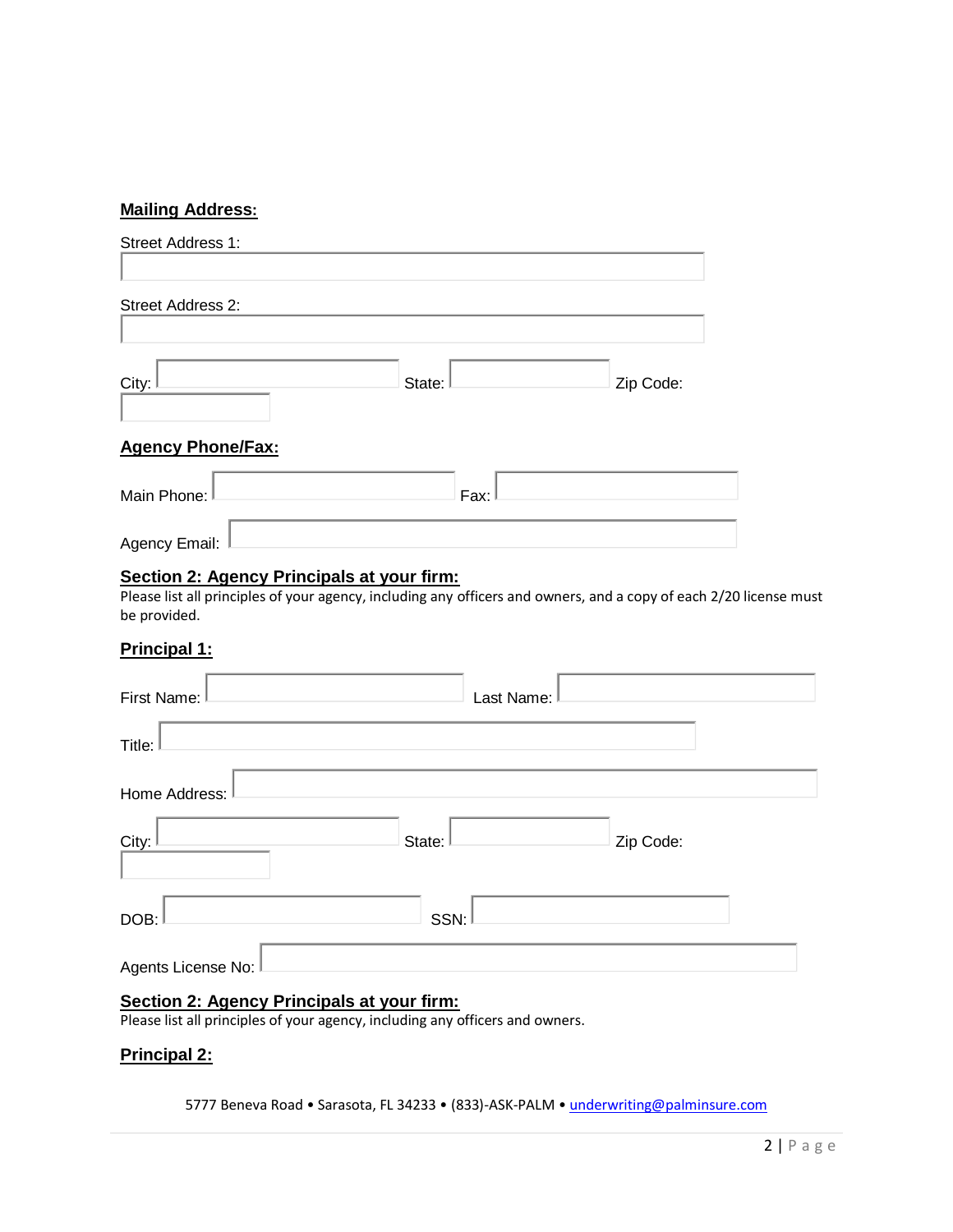**Mailing Address:**

Street Address 1:

Street Address 2:

City: State: Zip Code:

**Agency Phone/Fax:**

Main Phone: Fax:

Agency Email:

**Section 2: Agency Principals at your firm:**

Please list all principles of your agency, including any officers and owners, and a copy of each 2/20 license must be provided.

**Principal 1:**

First Name: Last Name:

Title:

Home Address:

City: State: Zip Code:

DOB: SSN:

Agents License No:

**Section 2: Agency Principals at your firm:**

Please list all principles of your agency, including any officers and owners.

**Principal 2:**

5777 Beneva Road • Sarasota, FL 34233 • (833)-ASK-PALM • underwriting@palminsure.com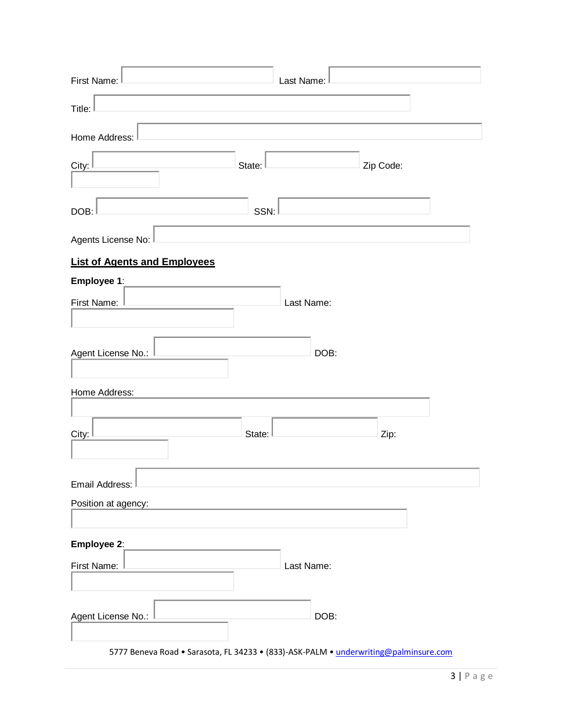First Name: \_\_\_\_\_\_\_\_\_\_ Last Name: \_\_\_\_\_\_\_\_\_\_

Title: \_\_\_\_\_\_\_\_\_\_

Home Address: \_\_\_\_\_\_\_\_\_\_

City: \_\_\_\_\_\_\_\_\_\_ State: \_\_\_\_\_\_\_\_\_\_ Zip Code: \_\_\_\_\_\_\_\_\_\_

DOB: \_\_\_\_\_\_\_\_\_\_ SSN: \_\_\_\_\_\_\_\_\_\_

Agents License No: \_\_\_\_\_\_\_\_\_\_

## List of Agents and Employees

**Employee 1**:

First Name: \_\_\_\_\_\_\_\_\_\_ Last Name: \_\_\_\_\_\_\_\_\_\_

Agent License No.: \_\_\_\_\_\_\_\_\_\_ DOB: \_\_\_\_\_\_\_\_\_\_

Home Address: \_\_\_\_\_\_\_\_\_\_

City: \_\_\_\_\_\_\_\_\_\_ State: \_\_\_\_\_\_\_\_\_\_ Zip: \_\_\_\_\_\_\_\_\_\_

Email Address: \_\_\_\_\_\_\_\_\_\_

Position at agency: \_\_\_\_\_\_\_\_\_\_

**Employee 2**:

First Name: \_\_\_\_\_\_\_\_\_\_ Last Name: \_\_\_\_\_\_\_\_\_\_

Agent License No.: \_\_\_\_\_\_\_\_\_\_ DOB: \_\_\_\_\_\_\_\_\_\_

5777 Beneva Road • Sarasota, FL 34233 • (833)-ASK-PALM • underwriting@palminsure.com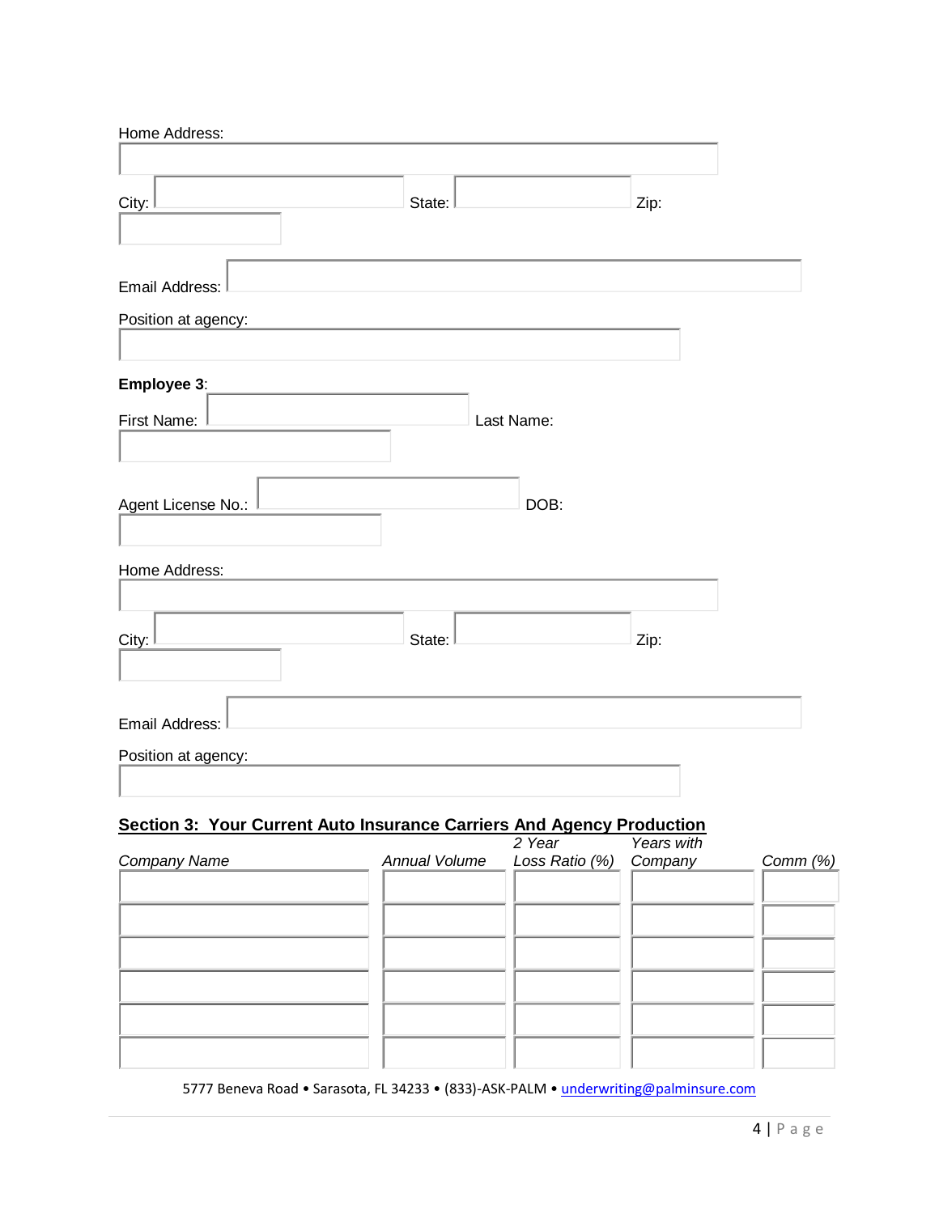Home Address:

City: State: Zip:

Email Address:

Position at agency:

**Employee 3**:

First Name: Last Name:

Agent License No.: DOB:

Home Address:

City: State: Zip:

Email Address:

Position at agency:

## Section 3: Your Current Auto Insurance Carriers And Agency Production

| *Company Name* | *Annual Volume* | *2 Year Loss Ratio (%)* | *Years with Company* | *Comm (%)* |
|---|---|---|---|---|
| | | | | |
| | | | | |
| | | | | |
| | | | | |
| | | | | |
| | | | | |

5777 Beneva Road • Sarasota, FL 34233 • (833)-ASK-PALM • underwriting@palminsure.com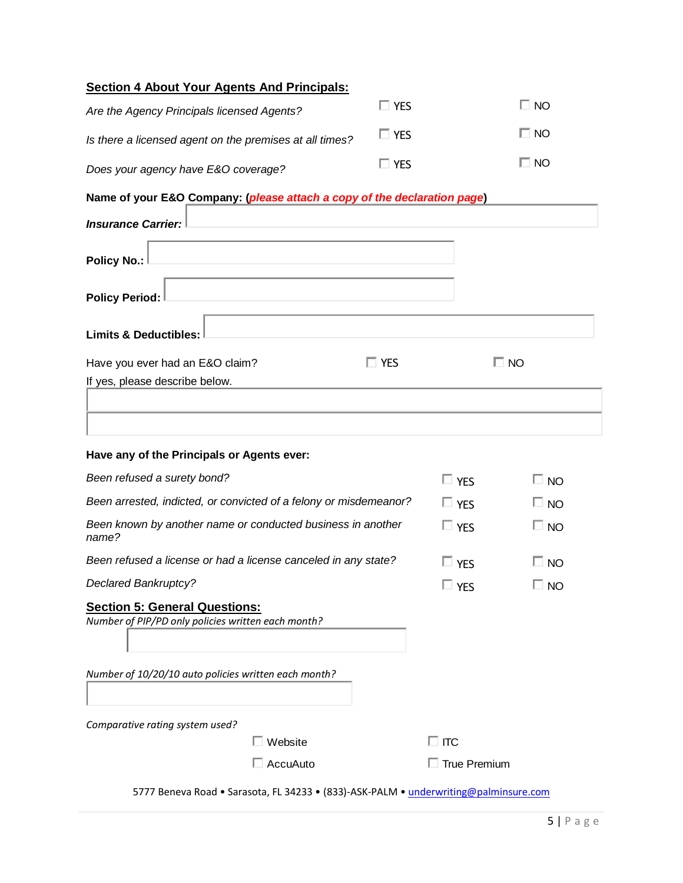## Section 4 About Your Agents And Principals:

*Are the Agency Principals licensed Agents?* ☐ YES ☐ NO

*Is there a licensed agent on the premises at all times?* ☐ YES ☐ NO

*Does your agency have E&O coverage?* ☐ YES ☐ NO

**Name of your E&O Company: (*please attach a copy of the declaration page*)**

***Insurance Carrier:*** ____________________

**Policy No.:** ____________________

**Policy Period:** ____________________

**Limits & Deductibles:** ____________________

Have you ever had an E&O claim? ☐ YES ☐ NO

If yes, please describe below.

____________________

____________________

**Have any of the Principals or Agents ever:**

*Been refused a surety bond?* ☐ YES ☐ NO

*Been arrested, indicted, or convicted of a felony or misdemeanor?* ☐ YES ☐ NO

*Been known by another name or conducted business in another name?* ☐ YES ☐ NO

*Been refused a license or had a license canceled in any state?* ☐ YES ☐ NO

*Declared Bankruptcy?* ☐ YES ☐ NO

## Section 5: General Questions:

*Number of PIP/PD only policies written each month?*

____________________

*Number of 10/20/10 auto policies written each month?*

____________________

*Comparative rating system used?*

☐ Website ☐ ITC

☐ AccuAuto ☐ True Premium

5777 Beneva Road • Sarasota, FL 34233 • (833)-ASK-PALM • underwriting@palminsure.com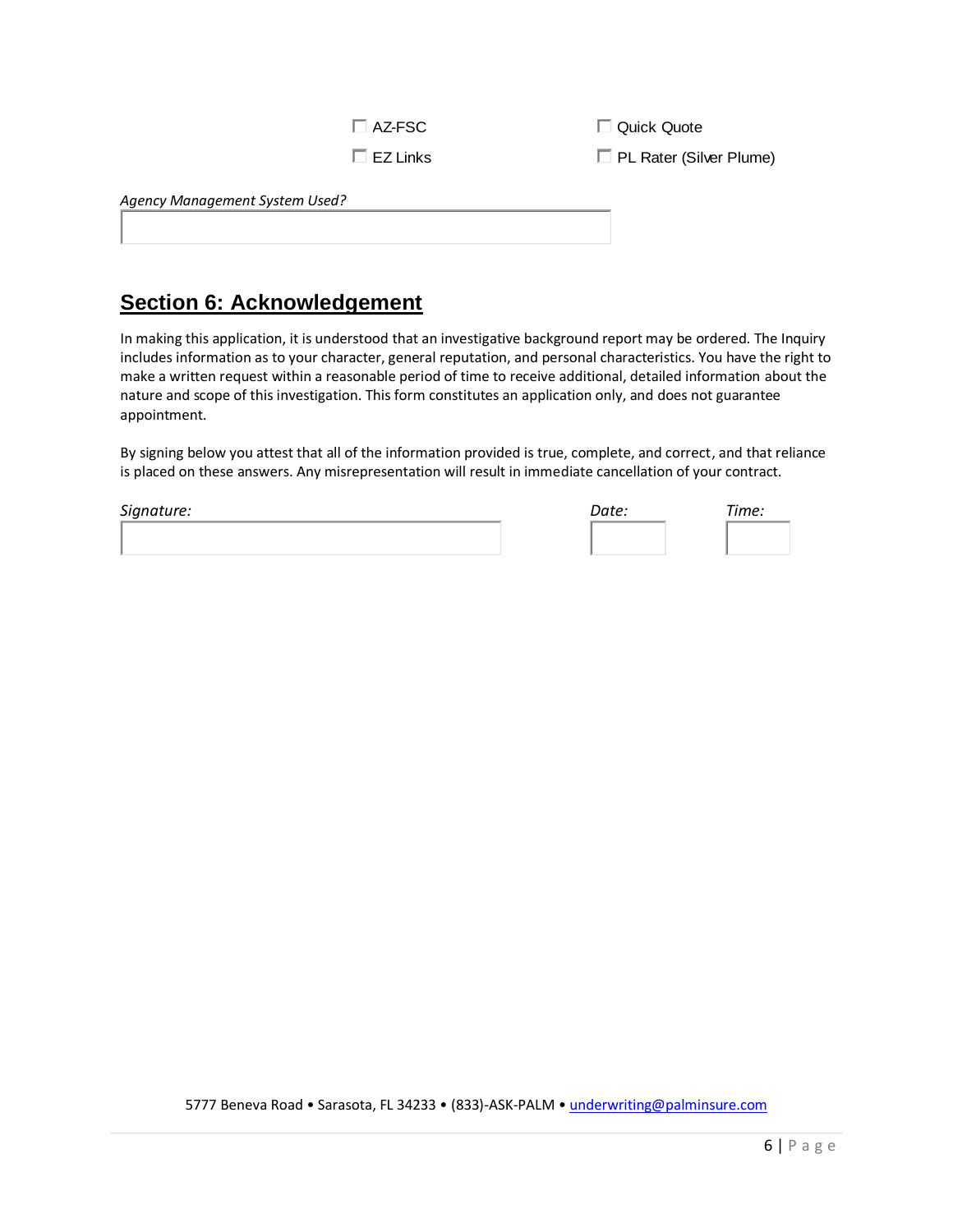☐ AZ-FSC

☐ Quick Quote

☐ EZ Links

☐ PL Rater (Silver Plume)

*Agency Management System Used?*

## Section 6: Acknowledgement

In making this application, it is understood that an investigative background report may be ordered. The Inquiry includes information as to your character, general reputation, and personal characteristics. You have the right to make a written request within a reasonable period of time to receive additional, detailed information about the nature and scope of this investigation. This form constitutes an application only, and does not guarantee appointment.

By signing below you attest that all of the information provided is true, complete, and correct, and that reliance is placed on these answers. Any misrepresentation will result in immediate cancellation of your contract.

*Signature:*

*Date:*

*Time:*

5777 Beneva Road • Sarasota, FL 34233 • (833)-ASK-PALM • underwriting@palminsure.com